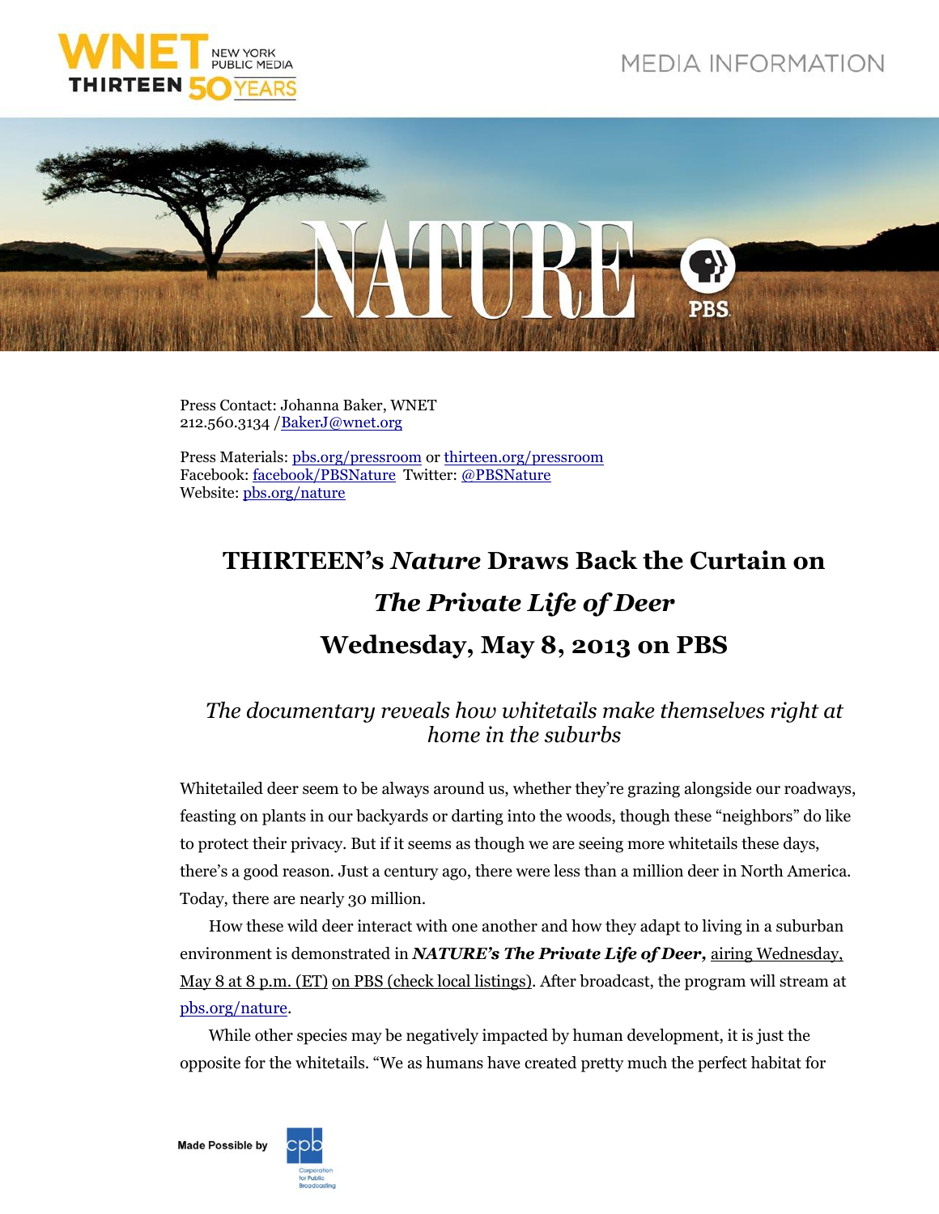MEDIA INFORMATION

Press Contact: Johanna Baker, WNET
212.560.3134 /BakerJ@wnet.org

Press Materials: pbs.org/pressroom or thirteen.org/pressroom
Facebook: facebook/PBSNature Twitter: @PBSNature
Website: pbs.org/nature

# THIRTEEN's *Nature* Draws Back the Curtain on *The Private Life of Deer* Wednesday, May 8, 2013 on PBS

*The documentary reveals how whitetails make themselves right at home in the suburbs*

Whitetailed deer seem to be always around us, whether they're grazing alongside our roadways, feasting on plants in our backyards or darting into the woods, though these "neighbors" do like to protect their privacy. But if it seems as though we are seeing more whitetails these days, there's a good reason. Just a century ago, there were less than a million deer in North America. Today, there are nearly 30 million.

How these wild deer interact with one another and how they adapt to living in a suburban environment is demonstrated in ***NATURE's The Private Life of Deer***, airing Wednesday, May 8 at 8 p.m. (ET) on PBS (check local listings). After broadcast, the program will stream at pbs.org/nature.

While other species may be negatively impacted by human development, it is just the opposite for the whitetails. "We as humans have created pretty much the perfect habitat for

Made Possible by cpb Corporation for Public Broadcasting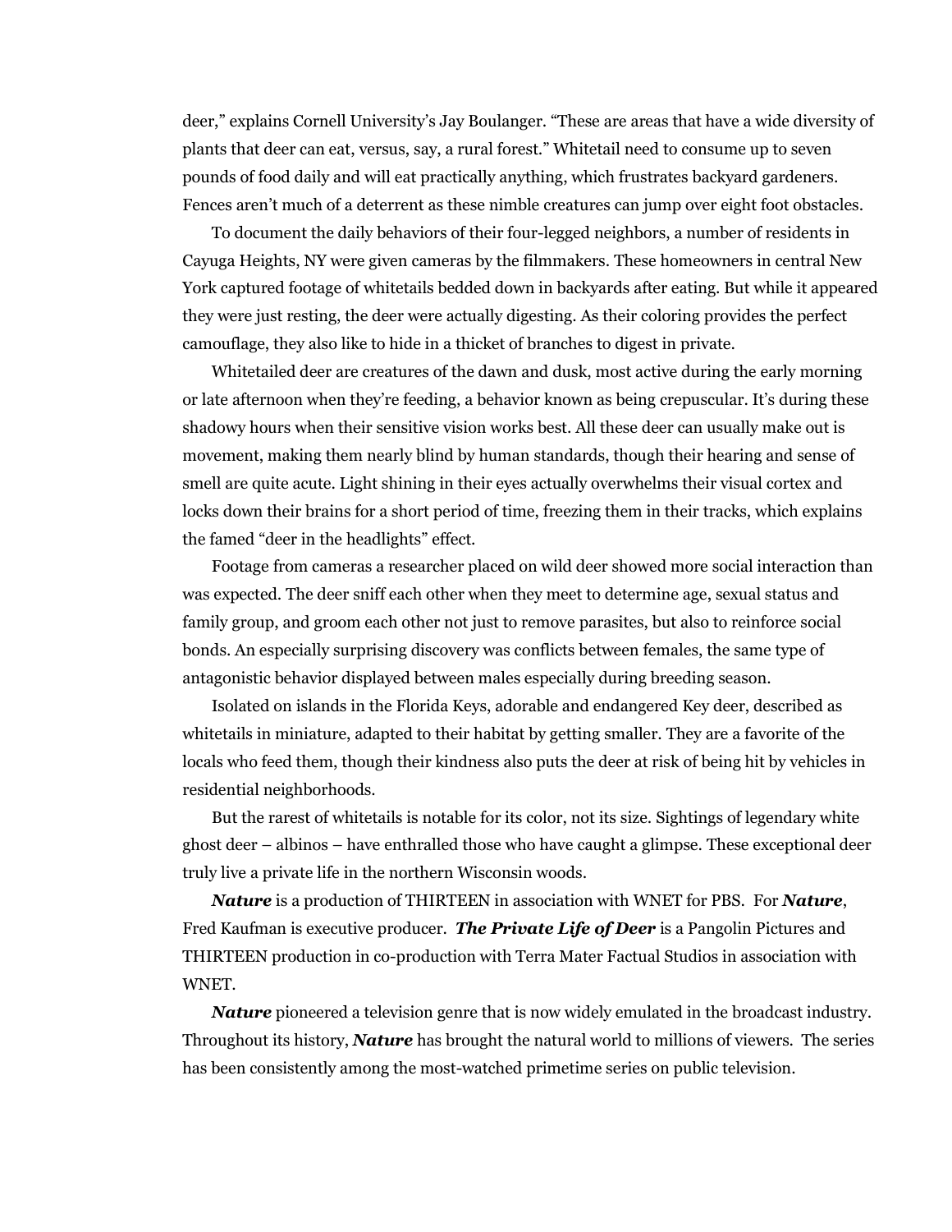deer," explains Cornell University's Jay Boulanger. "These are areas that have a wide diversity of plants that deer can eat, versus, say, a rural forest." Whitetail need to consume up to seven pounds of food daily and will eat practically anything, which frustrates backyard gardeners. Fences aren't much of a deterrent as these nimble creatures can jump over eight foot obstacles.

To document the daily behaviors of their four-legged neighbors, a number of residents in Cayuga Heights, NY were given cameras by the filmmakers. These homeowners in central New York captured footage of whitetails bedded down in backyards after eating. But while it appeared they were just resting, the deer were actually digesting. As their coloring provides the perfect camouflage, they also like to hide in a thicket of branches to digest in private.

Whitetailed deer are creatures of the dawn and dusk, most active during the early morning or late afternoon when they're feeding, a behavior known as being crepuscular. It's during these shadowy hours when their sensitive vision works best. All these deer can usually make out is movement, making them nearly blind by human standards, though their hearing and sense of smell are quite acute. Light shining in their eyes actually overwhelms their visual cortex and locks down their brains for a short period of time, freezing them in their tracks, which explains the famed "deer in the headlights" effect.

Footage from cameras a researcher placed on wild deer showed more social interaction than was expected. The deer sniff each other when they meet to determine age, sexual status and family group, and groom each other not just to remove parasites, but also to reinforce social bonds. An especially surprising discovery was conflicts between females, the same type of antagonistic behavior displayed between males especially during breeding season.

Isolated on islands in the Florida Keys, adorable and endangered Key deer, described as whitetails in miniature, adapted to their habitat by getting smaller. They are a favorite of the locals who feed them, though their kindness also puts the deer at risk of being hit by vehicles in residential neighborhoods.

But the rarest of whitetails is notable for its color, not its size. Sightings of legendary white ghost deer – albinos – have enthralled those who have caught a glimpse. These exceptional deer truly live a private life in the northern Wisconsin woods.

***Nature*** is a production of THIRTEEN in association with WNET for PBS. For ***Nature***, Fred Kaufman is executive producer. ***The Private Life of Deer*** is a Pangolin Pictures and THIRTEEN production in co-production with Terra Mater Factual Studios in association with WNET.

***Nature*** pioneered a television genre that is now widely emulated in the broadcast industry. Throughout its history, ***Nature*** has brought the natural world to millions of viewers. The series has been consistently among the most-watched primetime series on public television.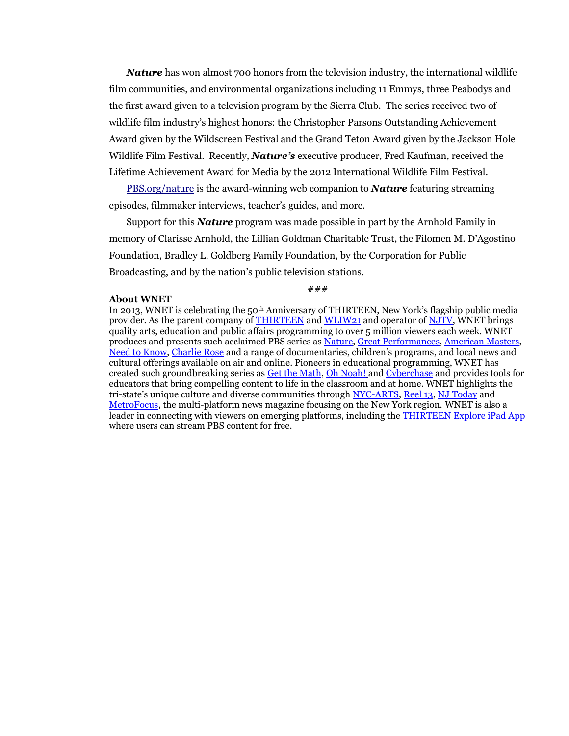***Nature*** has won almost 700 honors from the television industry, the international wildlife film communities, and environmental organizations including 11 Emmys, three Peabodys and the first award given to a television program by the Sierra Club. The series received two of wildlife film industry's highest honors: the Christopher Parsons Outstanding Achievement Award given by the Wildscreen Festival and the Grand Teton Award given by the Jackson Hole Wildlife Film Festival. Recently, ***Nature's*** executive producer, Fred Kaufman, received the Lifetime Achievement Award for Media by the 2012 International Wildlife Film Festival.

PBS.org/nature is the award-winning web companion to ***Nature*** featuring streaming episodes, filmmaker interviews, teacher's guides, and more.

Support for this ***Nature*** program was made possible in part by the Arnhold Family in memory of Clarisse Arnhold, the Lillian Goldman Charitable Trust, the Filomen M. D'Agostino Foundation, Bradley L. Goldberg Family Foundation, by the Corporation for Public Broadcasting, and by the nation's public television stations.

###

**About WNET**

In 2013, WNET is celebrating the 50th Anniversary of THIRTEEN, New York's flagship public media provider. As the parent company of THIRTEEN and WLIW21 and operator of NJTV, WNET brings quality arts, education and public affairs programming to over 5 million viewers each week. WNET produces and presents such acclaimed PBS series as Nature, Great Performances, American Masters, Need to Know, Charlie Rose and a range of documentaries, children's programs, and local news and cultural offerings available on air and online. Pioneers in educational programming, WNET has created such groundbreaking series as Get the Math, Oh Noah! and Cyberchase and provides tools for educators that bring compelling content to life in the classroom and at home. WNET highlights the tri-state's unique culture and diverse communities through NYC-ARTS, Reel 13, NJ Today and MetroFocus, the multi-platform news magazine focusing on the New York region. WNET is also a leader in connecting with viewers on emerging platforms, including the THIRTEEN Explore iPad App where users can stream PBS content for free.